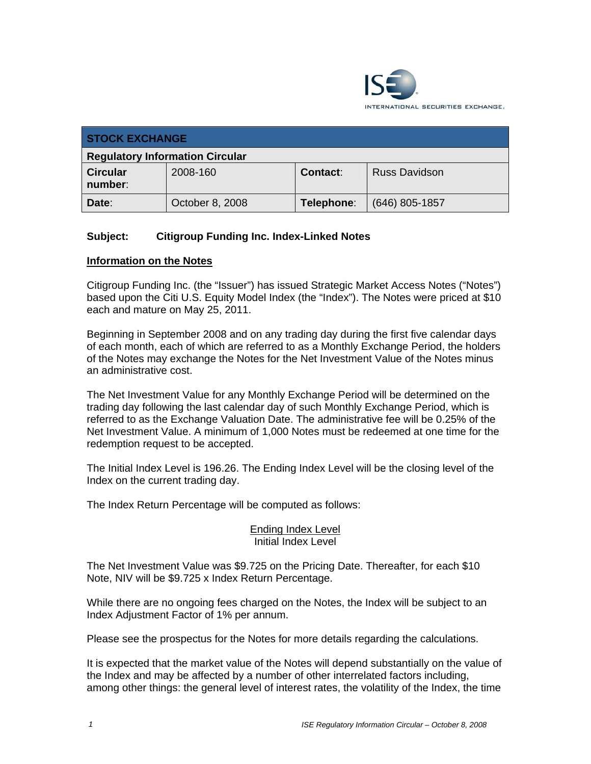INTERNATIONAL SECURITIES EXCHANGE.

| STOCK EXCHANGE | | | |
|---|---|---|---|
| **Regulatory Information Circular** | | | |
| **Circular number**: | 2008-160 | **Contact**: | Russ Davidson |
| **Date**: | October 8, 2008 | **Telephone**: | (646) 805-1857 |

**Subject: Citigroup Funding Inc. Index-Linked Notes**

## Information on the Notes

Citigroup Funding Inc. (the "Issuer") has issued Strategic Market Access Notes ("Notes") based upon the Citi U.S. Equity Model Index (the "Index"). The Notes were priced at $10 each and mature on May 25, 2011.

Beginning in September 2008 and on any trading day during the first five calendar days of each month, each of which are referred to as a Monthly Exchange Period, the holders of the Notes may exchange the Notes for the Net Investment Value of the Notes minus an administrative cost.

The Net Investment Value for any Monthly Exchange Period will be determined on the trading day following the last calendar day of such Monthly Exchange Period, which is referred to as the Exchange Valuation Date. The administrative fee will be 0.25% of the Net Investment Value. A minimum of 1,000 Notes must be redeemed at one time for the redemption request to be accepted.

The Initial Index Level is 196.26. The Ending Index Level will be the closing level of the Index on the current trading day.

The Index Return Percentage will be computed as follows:

$$\frac{\text{Ending Index Level}}{\text{Initial Index Level}}$$

The Net Investment Value was $9.725 on the Pricing Date. Thereafter, for each $10 Note, NIV will be $9.725 x Index Return Percentage.

While there are no ongoing fees charged on the Notes, the Index will be subject to an Index Adjustment Factor of 1% per annum.

Please see the prospectus for the Notes for more details regarding the calculations.

It is expected that the market value of the Notes will depend substantially on the value of the Index and may be affected by a number of other interrelated factors including, among other things: the general level of interest rates, the volatility of the Index, the time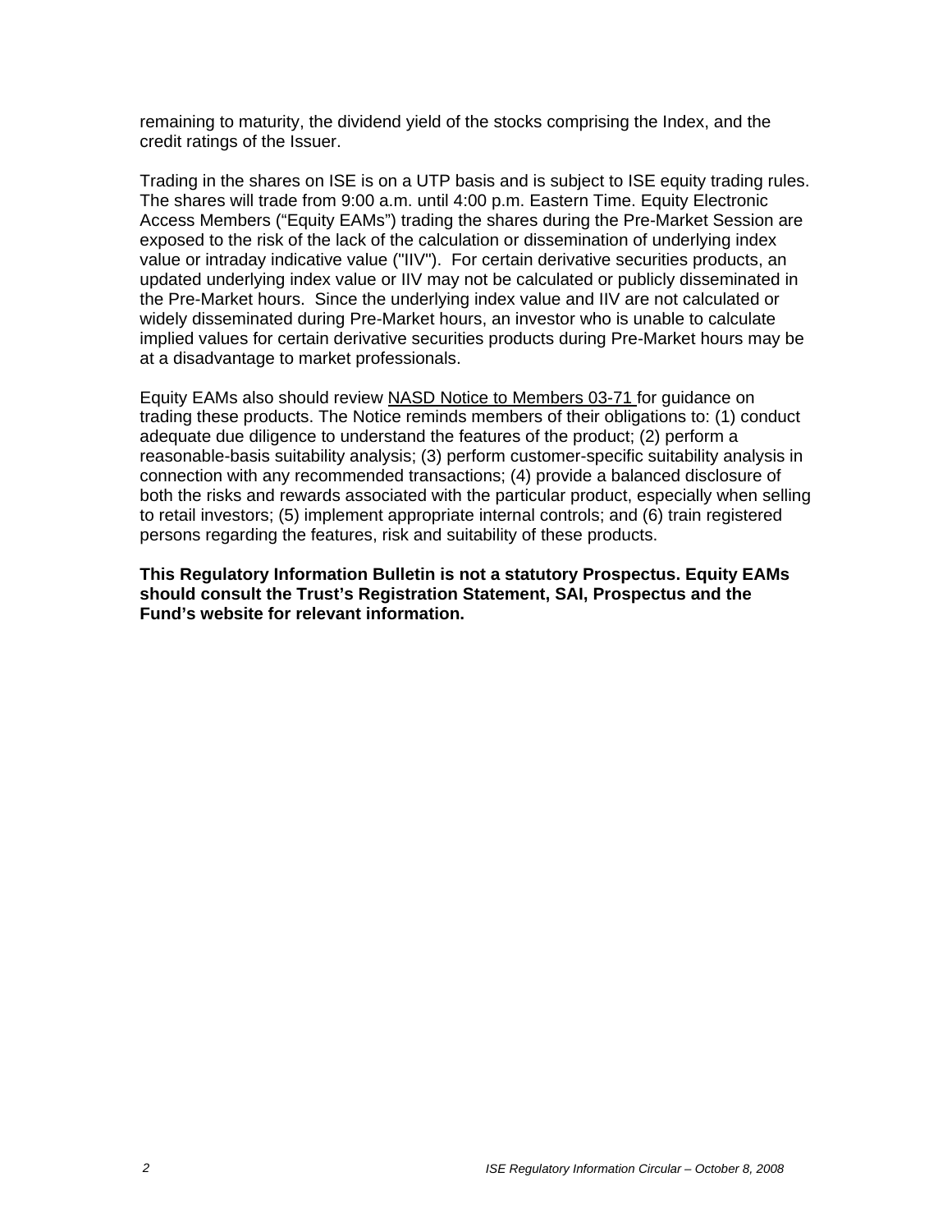remaining to maturity, the dividend yield of the stocks comprising the Index, and the credit ratings of the Issuer.

Trading in the shares on ISE is on a UTP basis and is subject to ISE equity trading rules. The shares will trade from 9:00 a.m. until 4:00 p.m. Eastern Time. Equity Electronic Access Members ("Equity EAMs") trading the shares during the Pre-Market Session are exposed to the risk of the lack of the calculation or dissemination of underlying index value or intraday indicative value ("IIV"). For certain derivative securities products, an updated underlying index value or IIV may not be calculated or publicly disseminated in the Pre-Market hours. Since the underlying index value and IIV are not calculated or widely disseminated during Pre-Market hours, an investor who is unable to calculate implied values for certain derivative securities products during Pre-Market hours may be at a disadvantage to market professionals.

Equity EAMs also should review NASD Notice to Members 03-71 for guidance on trading these products. The Notice reminds members of their obligations to: (1) conduct adequate due diligence to understand the features of the product; (2) perform a reasonable-basis suitability analysis; (3) perform customer-specific suitability analysis in connection with any recommended transactions; (4) provide a balanced disclosure of both the risks and rewards associated with the particular product, especially when selling to retail investors; (5) implement appropriate internal controls; and (6) train registered persons regarding the features, risk and suitability of these products.

**This Regulatory Information Bulletin is not a statutory Prospectus. Equity EAMs should consult the Trust's Registration Statement, SAI, Prospectus and the Fund's website for relevant information.**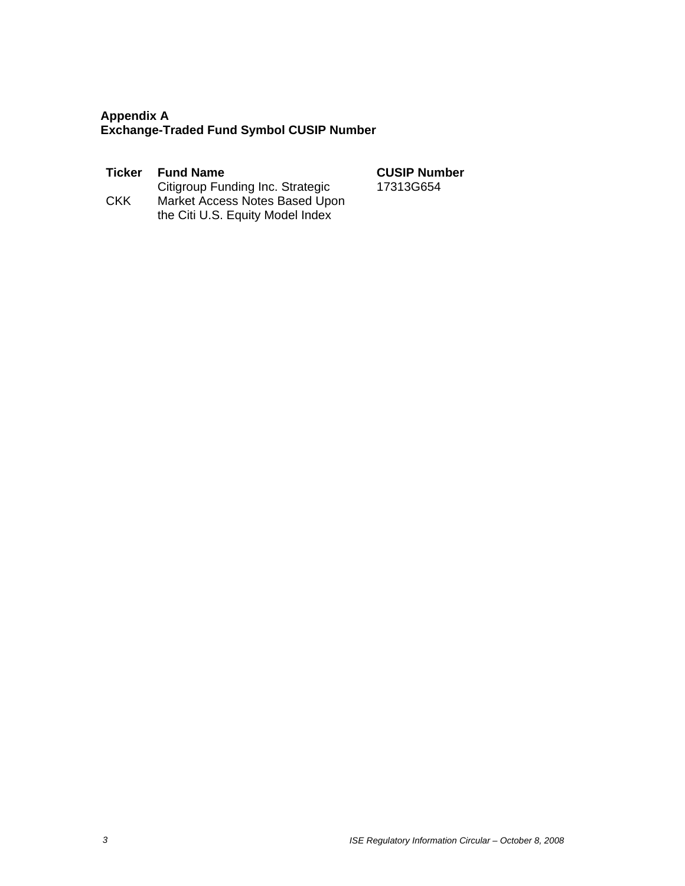**Appendix A**
**Exchange-Traded Fund Symbol CUSIP Number**

| Ticker | Fund Name | CUSIP Number |
|---|---|---|
| CKK | Citigroup Funding Inc. Strategic Market Access Notes Based Upon the Citi U.S. Equity Model Index | 17313G654 |